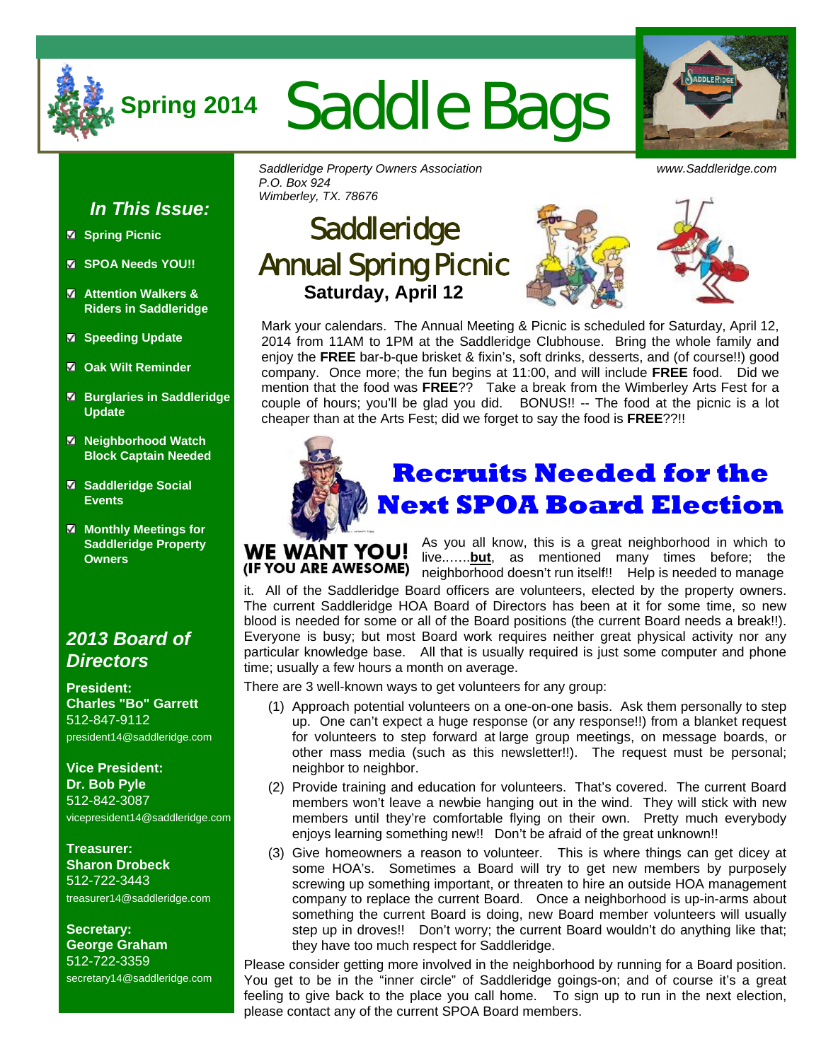# Spring 2014 Saddle Bags

*Saddleridge Property Owners Association*
*P.O. Box 924*
*Wimberley, TX. 78676*

*www.Saddleridge.com*

### *In This Issue:*

- ☑ **Spring Picnic**
- ☑ **SPOA Needs YOU!!**
- ☑ **Attention Walkers & Riders in Saddleridge**
- ☑ **Speeding Update**
- ☑ **Oak Wilt Reminder**
- ☑ **Burglaries in Saddleridge Update**
- ☑ **Neighborhood Watch Block Captain Needed**
- ☑ **Saddleridge Social Events**
- ☑ **Monthly Meetings for Saddleridge Property Owners**

### *2013 Board of Directors*

**President:**
**Charles "Bo" Garrett**
512-847-9112
president14@saddleridge.com

**Vice President:**
**Dr. Bob Pyle**
512-842-3087
vicepresident14@saddleridge.com

**Treasurer:**
**Sharon Drobeck**
512-722-3443
treasurer14@saddleridge.com

**Secretary:**
**George Graham**
512-722-3359
secretary14@saddleridge.com

## Saddleridge Annual Spring Picnic

**Saturday, April 12**

Mark your calendars. The Annual Meeting & Picnic is scheduled for Saturday, April 12, 2014 from 11AM to 1PM at the Saddleridge Clubhouse. Bring the whole family and enjoy the **FREE** bar-b-que brisket & fixin's, soft drinks, desserts, and (of course!!) good company. Once more; the fun begins at 11:00, and will include **FREE** food. Did we mention that the food was **FREE**?? Take a break from the Wimberley Arts Fest for a couple of hours; you'll be glad you did. BONUS!! -- The food at the picnic is a lot cheaper than at the Arts Fest; did we forget to say the food is **FREE**??!!

## Recruits Needed for the Next SPOA Board Election

**WE WANT YOU!**
**(IF YOU ARE AWESOME)**

As you all know, this is a great neighborhood in which to live.......**but**, as mentioned many times before; the neighborhood doesn't run itself!! Help is needed to manage it. All of the Saddleridge Board officers are volunteers, elected by the property owners. The current Saddleridge HOA Board of Directors has been at it for some time, so new blood is needed for some or all of the Board positions (the current Board needs a break!!). Everyone is busy; but most Board work requires neither great physical activity nor any particular knowledge base. All that is usually required is just some computer and phone time; usually a few hours a month on average.

There are 3 well-known ways to get volunteers for any group:

(1) Approach potential volunteers on a one-on-one basis. Ask them personally to step up. One can't expect a huge response (or any response!!) from a blanket request for volunteers to step forward at large group meetings, on message boards, or other mass media (such as this newsletter!!). The request must be personal; neighbor to neighbor.

(2) Provide training and education for volunteers. That's covered. The current Board members won't leave a newbie hanging out in the wind. They will stick with new members until they're comfortable flying on their own. Pretty much everybody enjoys learning something new!! Don't be afraid of the great unknown!!

(3) Give homeowners a reason to volunteer. This is where things can get dicey at some HOA's. Sometimes a Board will try to get new members by purposely screwing up something important, or threaten to hire an outside HOA management company to replace the current Board. Once a neighborhood is up-in-arms about something the current Board is doing, new Board member volunteers will usually step up in droves!! Don't worry; the current Board wouldn't do anything like that; they have too much respect for Saddleridge.

Please consider getting more involved in the neighborhood by running for a Board position. You get to be in the "inner circle" of Saddleridge goings-on; and of course it's a great feeling to give back to the place you call home. To sign up to run in the next election, please contact any of the current SPOA Board members.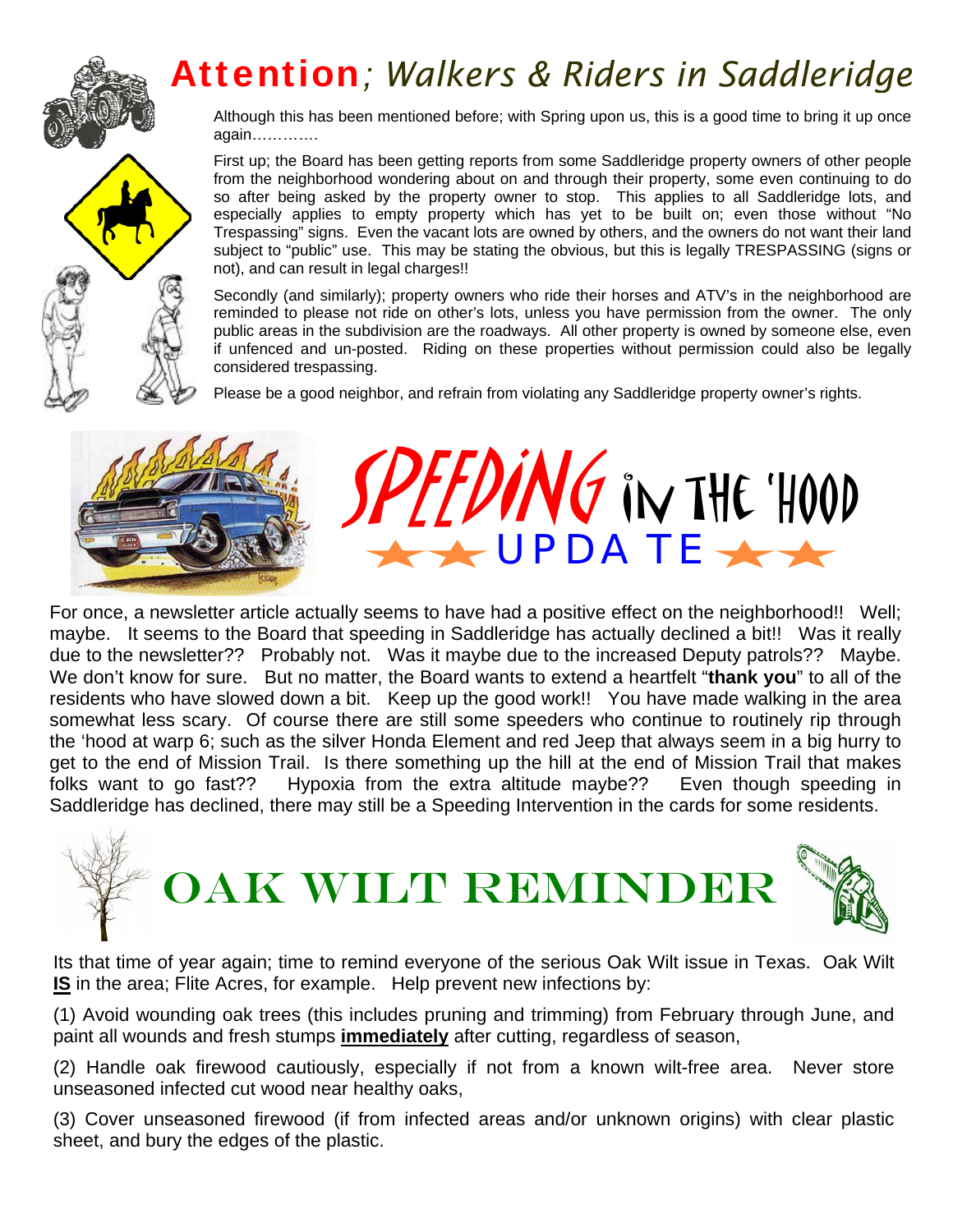# Attention; *Walkers & Riders in Saddleridge*

Although this has been mentioned before; with Spring upon us, this is a good time to bring it up once again………….

First up; the Board has been getting reports from some Saddleridge property owners of other people from the neighborhood wondering about on and through their property, some even continuing to do so after being asked by the property owner to stop. This applies to all Saddleridge lots, and especially applies to empty property which has yet to be built on; even those without "No Trespassing" signs. Even the vacant lots are owned by others, and the owners do not want their land subject to "public" use. This may be stating the obvious, but this is legally TRESPASSING (signs or not), and can result in legal charges!!

Secondly (and similarly); property owners who ride their horses and ATV's in the neighborhood are reminded to please not ride on other's lots, unless you have permission from the owner. The only public areas in the subdivision are the roadways. All other property is owned by someone else, even if unfenced and un-posted. Riding on these properties without permission could also be legally considered trespassing.

Please be a good neighbor, and refrain from violating any Saddleridge property owner's rights.

# SPEEDING IN THE 'HOOD

## ★★ UPDATE ★★

For once, a newsletter article actually seems to have had a positive effect on the neighborhood!! Well; maybe. It seems to the Board that speeding in Saddleridge has actually declined a bit!! Was it really due to the newsletter?? Probably not. Was it maybe due to the increased Deputy patrols?? Maybe. We don't know for sure. But no matter, the Board wants to extend a heartfelt "**thank you**" to all of the residents who have slowed down a bit. Keep up the good work!! You have made walking in the area somewhat less scary. Of course there are still some speeders who continue to routinely rip through the 'hood at warp 6; such as the silver Honda Element and red Jeep that always seem in a big hurry to get to the end of Mission Trail. Is there something up the hill at the end of Mission Trail that makes folks want to go fast?? Hypoxia from the extra altitude maybe?? Even though speeding in Saddleridge has declined, there may still be a Speeding Intervention in the cards for some residents.

# OAK WILT REMINDER

Its that time of year again; time to remind everyone of the serious Oak Wilt issue in Texas. Oak Wilt **IS** in the area; Flite Acres, for example. Help prevent new infections by:

(1) Avoid wounding oak trees (this includes pruning and trimming) from February through June, and paint all wounds and fresh stumps **immediately** after cutting, regardless of season,

(2) Handle oak firewood cautiously, especially if not from a known wilt-free area. Never store unseasoned infected cut wood near healthy oaks,

(3) Cover unseasoned firewood (if from infected areas and/or unknown origins) with clear plastic sheet, and bury the edges of the plastic.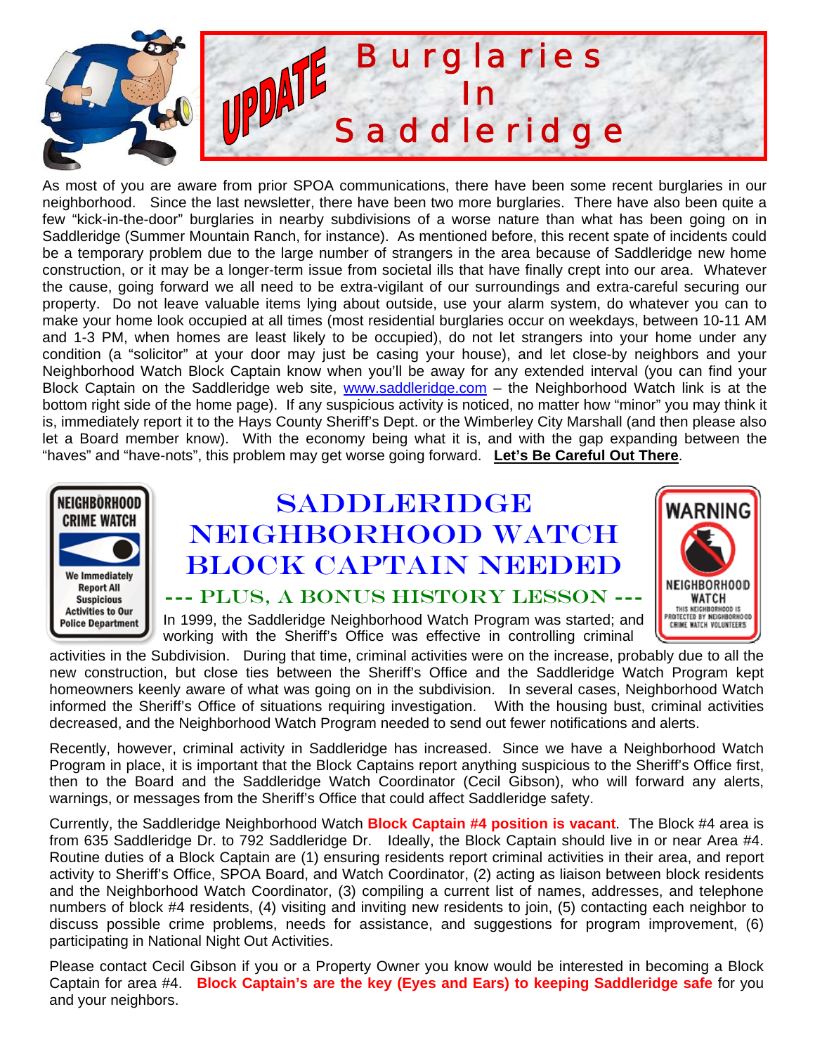# UPDATE Burglaries In Saddleridge

As most of you are aware from prior SPOA communications, there have been some recent burglaries in our neighborhood. Since the last newsletter, there have been two more burglaries. There have also been quite a few "kick-in-the-door" burglaries in nearby subdivisions of a worse nature than what has been going on in Saddleridge (Summer Mountain Ranch, for instance). As mentioned before, this recent spate of incidents could be a temporary problem due to the large number of strangers in the area because of Saddleridge new home construction, or it may be a longer-term issue from societal ills that have finally crept into our area. Whatever the cause, going forward we all need to be extra-vigilant of our surroundings and extra-careful securing our property. Do not leave valuable items lying about outside, use your alarm system, do whatever you can to make your home look occupied at all times (most residential burglaries occur on weekdays, between 10-11 AM and 1-3 PM, when homes are least likely to be occupied), do not let strangers into your home under any condition (a "solicitor" at your door may just be casing your house), and let close-by neighbors and your Neighborhood Watch Block Captain know when you'll be away for any extended interval (you can find your Block Captain on the Saddleridge web site, www.saddleridge.com – the Neighborhood Watch link is at the bottom right side of the home page). If any suspicious activity is noticed, no matter how "minor" you may think it is, immediately report it to the Hays County Sheriff's Dept. or the Wimberley City Marshall (and then please also let a Board member know). With the economy being what it is, and with the gap expanding between the "haves" and "have-nots", this problem may get worse going forward. **Let's Be Careful Out There**.

## Saddleridge Neighborhood Watch Block Captain Needed

### --- Plus, a Bonus History Lesson ---

In 1999, the Saddleridge Neighborhood Watch Program was started; and working with the Sheriff's Office was effective in controlling criminal activities in the Subdivision. During that time, criminal activities were on the increase, probably due to all the new construction, but close ties between the Sheriff's Office and the Saddleridge Watch Program kept homeowners keenly aware of what was going on in the subdivision. In several cases, Neighborhood Watch informed the Sheriff's Office of situations requiring investigation. With the housing bust, criminal activities decreased, and the Neighborhood Watch Program needed to send out fewer notifications and alerts.

Recently, however, criminal activity in Saddleridge has increased. Since we have a Neighborhood Watch Program in place, it is important that the Block Captains report anything suspicious to the Sheriff's Office first, then to the Board and the Saddleridge Watch Coordinator (Cecil Gibson), who will forward any alerts, warnings, or messages from the Sheriff's Office that could affect Saddleridge safety.

Currently, the Saddleridge Neighborhood Watch **Block Captain #4 position is vacant**. The Block #4 area is from 635 Saddleridge Dr. to 792 Saddleridge Dr. Ideally, the Block Captain should live in or near Area #4. Routine duties of a Block Captain are (1) ensuring residents report criminal activities in their area, and report activity to Sheriff's Office, SPOA Board, and Watch Coordinator, (2) acting as liaison between block residents and the Neighborhood Watch Coordinator, (3) compiling a current list of names, addresses, and telephone numbers of block #4 residents, (4) visiting and inviting new residents to join, (5) contacting each neighbor to discuss possible crime problems, needs for assistance, and suggestions for program improvement, (6) participating in National Night Out Activities.

Please contact Cecil Gibson if you or a Property Owner you know would be interested in becoming a Block Captain for area #4. **Block Captain's are the key (Eyes and Ears) to keeping Saddleridge safe** for you and your neighbors.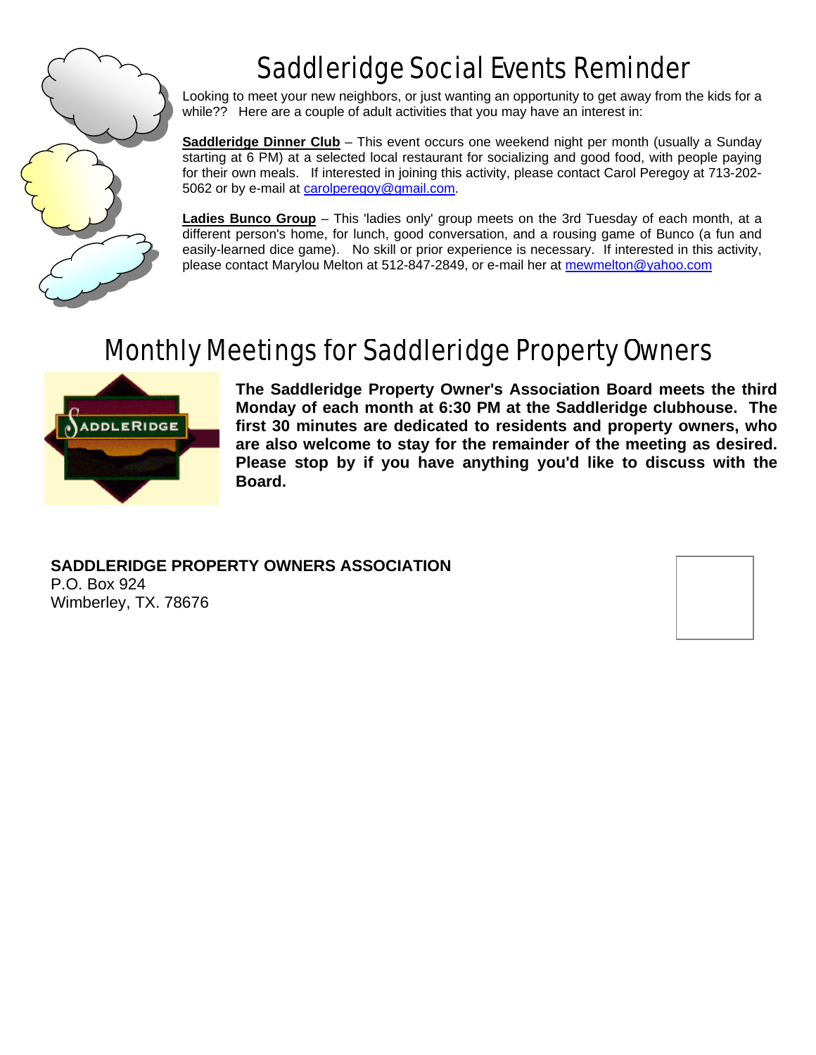# Saddleridge Social Events Reminder

Looking to meet your new neighbors, or just wanting an opportunity to get away from the kids for a while?? Here are a couple of adult activities that you may have an interest in:

**Saddleridge Dinner Club** – This event occurs one weekend night per month (usually a Sunday starting at 6 PM) at a selected local restaurant for socializing and good food, with people paying for their own meals. If interested in joining this activity, please contact Carol Peregoy at 713-202-5062 or by e-mail at carolperegoy@gmail.com.

**Ladies Bunco Group** – This 'ladies only' group meets on the 3rd Tuesday of each month, at a different person's home, for lunch, good conversation, and a rousing game of Bunco (a fun and easily-learned dice game). No skill or prior experience is necessary. If interested in this activity, please contact Marylou Melton at 512-847-2849, or e-mail her at mewmelton@yahoo.com

# Monthly Meetings for Saddleridge Property Owners

**The Saddleridge Property Owner's Association Board meets the third Monday of each month at 6:30 PM at the Saddleridge clubhouse. The first 30 minutes are dedicated to residents and property owners, who are also welcome to stay for the remainder of the meeting as desired. Please stop by if you have anything you'd like to discuss with the Board.**

**SADDLERIDGE PROPERTY OWNERS ASSOCIATION**
P.O. Box 924
Wimberley, TX. 78676